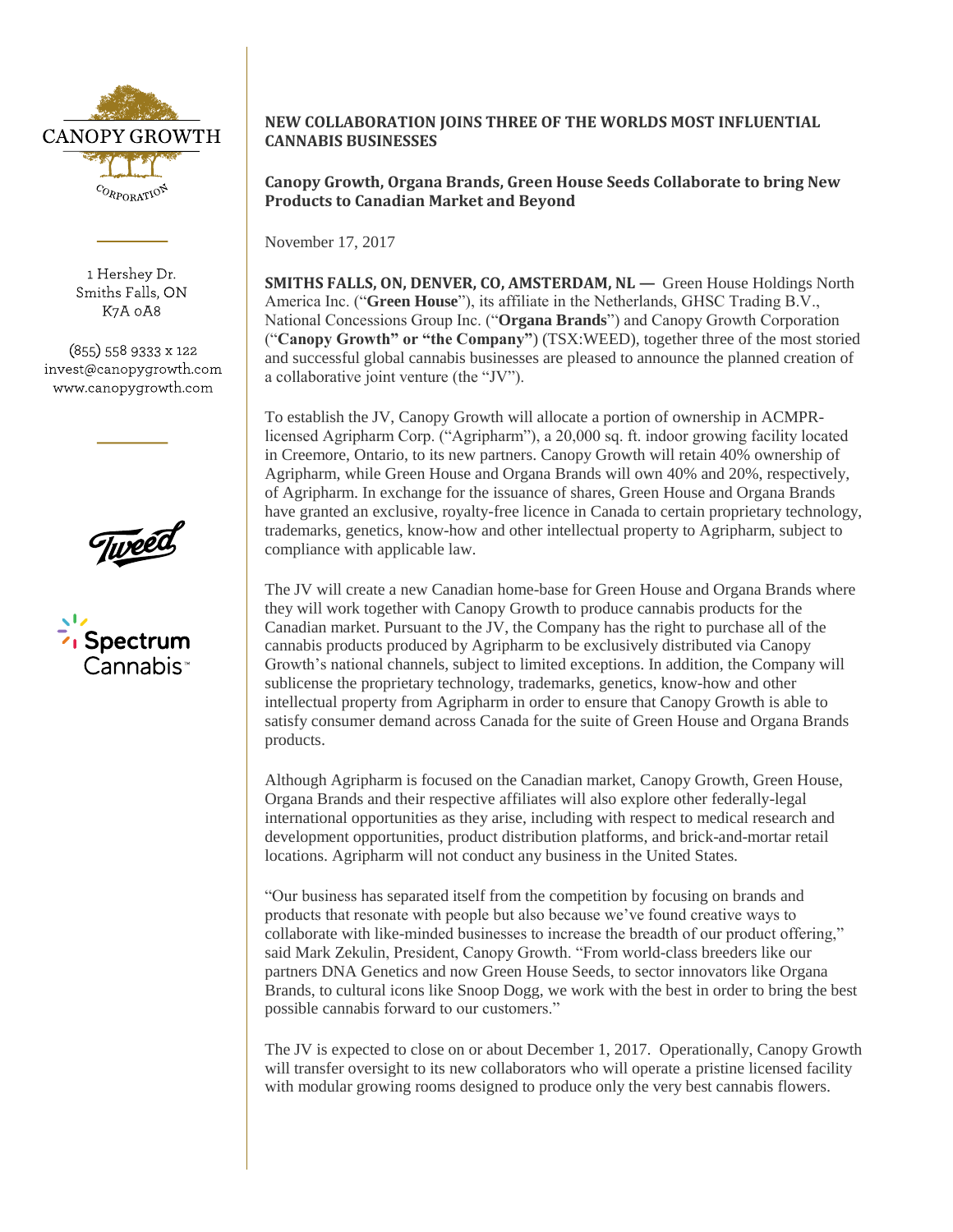CANOPY GROWTH CORPORATION

1 Hershey Dr.
Smiths Falls, ON
K7A 0A8

(855) 558 9333 x 122
invest@canopygrowth.com
www.canopygrowth.com

Tweed

Spectrum Cannabis™

**NEW COLLABORATION JOINS THREE OF THE WORLDS MOST INFLUENTIAL CANNABIS BUSINESSES**

**Canopy Growth, Organa Brands, Green House Seeds Collaborate to bring New Products to Canadian Market and Beyond**

November 17, 2017

**SMITHS FALLS, ON, DENVER, CO, AMSTERDAM, NL —** Green House Holdings North America Inc. ("**Green House**"), its affiliate in the Netherlands, GHSC Trading B.V., National Concessions Group Inc. ("**Organa Brands**") and Canopy Growth Corporation ("**Canopy Growth" or "the Company"**) (TSX:WEED), together three of the most storied and successful global cannabis businesses are pleased to announce the planned creation of a collaborative joint venture (the "JV").

To establish the JV, Canopy Growth will allocate a portion of ownership in ACMPR-licensed Agripharm Corp. ("Agripharm"), a 20,000 sq. ft. indoor growing facility located in Creemore, Ontario, to its new partners. Canopy Growth will retain 40% ownership of Agripharm, while Green House and Organa Brands will own 40% and 20%, respectively, of Agripharm. In exchange for the issuance of shares, Green House and Organa Brands have granted an exclusive, royalty-free licence in Canada to certain proprietary technology, trademarks, genetics, know-how and other intellectual property to Agripharm, subject to compliance with applicable law.

The JV will create a new Canadian home-base for Green House and Organa Brands where they will work together with Canopy Growth to produce cannabis products for the Canadian market. Pursuant to the JV, the Company has the right to purchase all of the cannabis products produced by Agripharm to be exclusively distributed via Canopy Growth's national channels, subject to limited exceptions. In addition, the Company will sublicense the proprietary technology, trademarks, genetics, know-how and other intellectual property from Agripharm in order to ensure that Canopy Growth is able to satisfy consumer demand across Canada for the suite of Green House and Organa Brands products.

Although Agripharm is focused on the Canadian market, Canopy Growth, Green House, Organa Brands and their respective affiliates will also explore other federally-legal international opportunities as they arise, including with respect to medical research and development opportunities, product distribution platforms, and brick-and-mortar retail locations. Agripharm will not conduct any business in the United States.

"Our business has separated itself from the competition by focusing on brands and products that resonate with people but also because we've found creative ways to collaborate with like-minded businesses to increase the breadth of our product offering," said Mark Zekulin, President, Canopy Growth. "From world-class breeders like our partners DNA Genetics and now Green House Seeds, to sector innovators like Organa Brands, to cultural icons like Snoop Dogg, we work with the best in order to bring the best possible cannabis forward to our customers."

The JV is expected to close on or about December 1, 2017. Operationally, Canopy Growth will transfer oversight to its new collaborators who will operate a pristine licensed facility with modular growing rooms designed to produce only the very best cannabis flowers.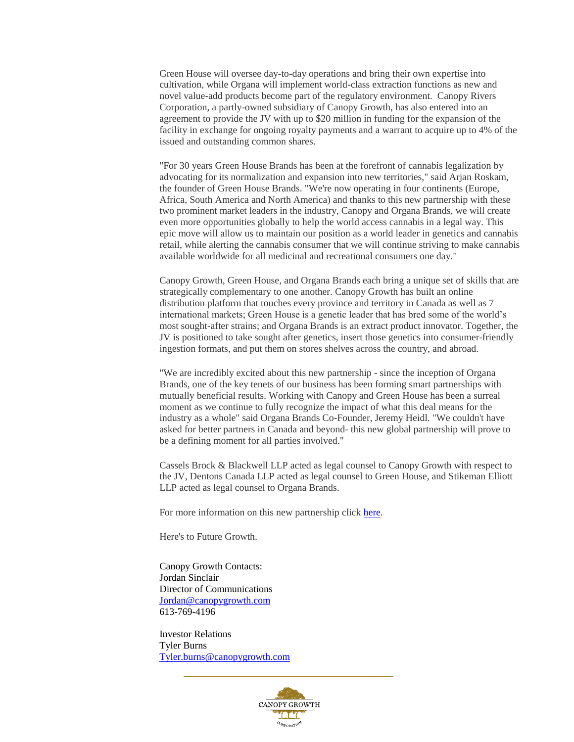Green House will oversee day-to-day operations and bring their own expertise into cultivation, while Organa will implement world-class extraction functions as new and novel value-add products become part of the regulatory environment.  Canopy Rivers Corporation, a partly-owned subsidiary of Canopy Growth, has also entered into an agreement to provide the JV with up to $20 million in funding for the expansion of the facility in exchange for ongoing royalty payments and a warrant to acquire up to 4% of the issued and outstanding common shares.

"For 30 years Green House Brands has been at the forefront of cannabis legalization by advocating for its normalization and expansion into new territories," said Arjan Roskam, the founder of Green House Brands. "We're now operating in four continents (Europe, Africa, South America and North America) and thanks to this new partnership with these two prominent market leaders in the industry, Canopy and Organa Brands, we will create even more opportunities globally to help the world access cannabis in a legal way. This epic move will allow us to maintain our position as a world leader in genetics and cannabis retail, while alerting the cannabis consumer that we will continue striving to make cannabis available worldwide for all medicinal and recreational consumers one day."

Canopy Growth, Green House, and Organa Brands each bring a unique set of skills that are strategically complementary to one another. Canopy Growth has built an online distribution platform that touches every province and territory in Canada as well as 7 international markets; Green House is a genetic leader that has bred some of the world's most sought-after strains; and Organa Brands is an extract product innovator. Together, the JV is positioned to take sought after genetics, insert those genetics into consumer-friendly ingestion formats, and put them on stores shelves across the country, and abroad.

"We are incredibly excited about this new partnership - since the inception of Organa Brands, one of the key tenets of our business has been forming smart partnerships with mutually beneficial results. Working with Canopy and Green House has been a surreal moment as we continue to fully recognize the impact of what this deal means for the industry as a whole" said Organa Brands Co-Founder, Jeremy Heidl. "We couldn't have asked for better partners in Canada and beyond- this new global partnership will prove to be a defining moment for all parties involved."

Cassels Brock & Blackwell LLP acted as legal counsel to Canopy Growth with respect to the JV, Dentons Canada LLP acted as legal counsel to Green House, and Stikeman Elliott LLP acted as legal counsel to Organa Brands.

For more information on this new partnership click here.

Here's to Future Growth.

Canopy Growth Contacts:
Jordan Sinclair
Director of Communications
Jordan@canopygrowth.com
613-769-4196

Investor Relations
Tyler Burns
Tyler.burns@canopygrowth.com

CANOPY GROWTH CORPORATION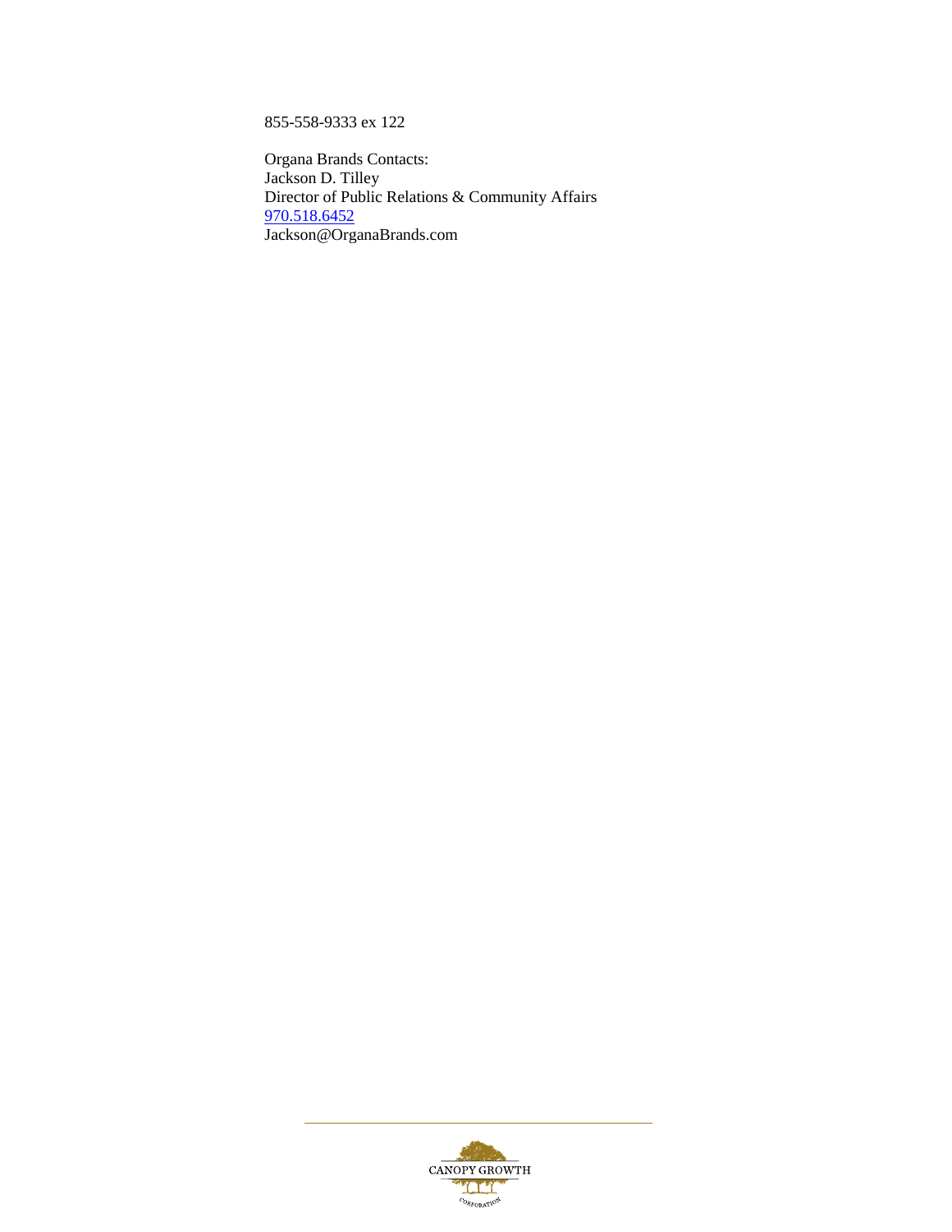855-558-9333 ex 122

Organa Brands Contacts:
Jackson D. Tilley
Director of Public Relations & Community Affairs
970.518.6452
Jackson@OrganaBrands.com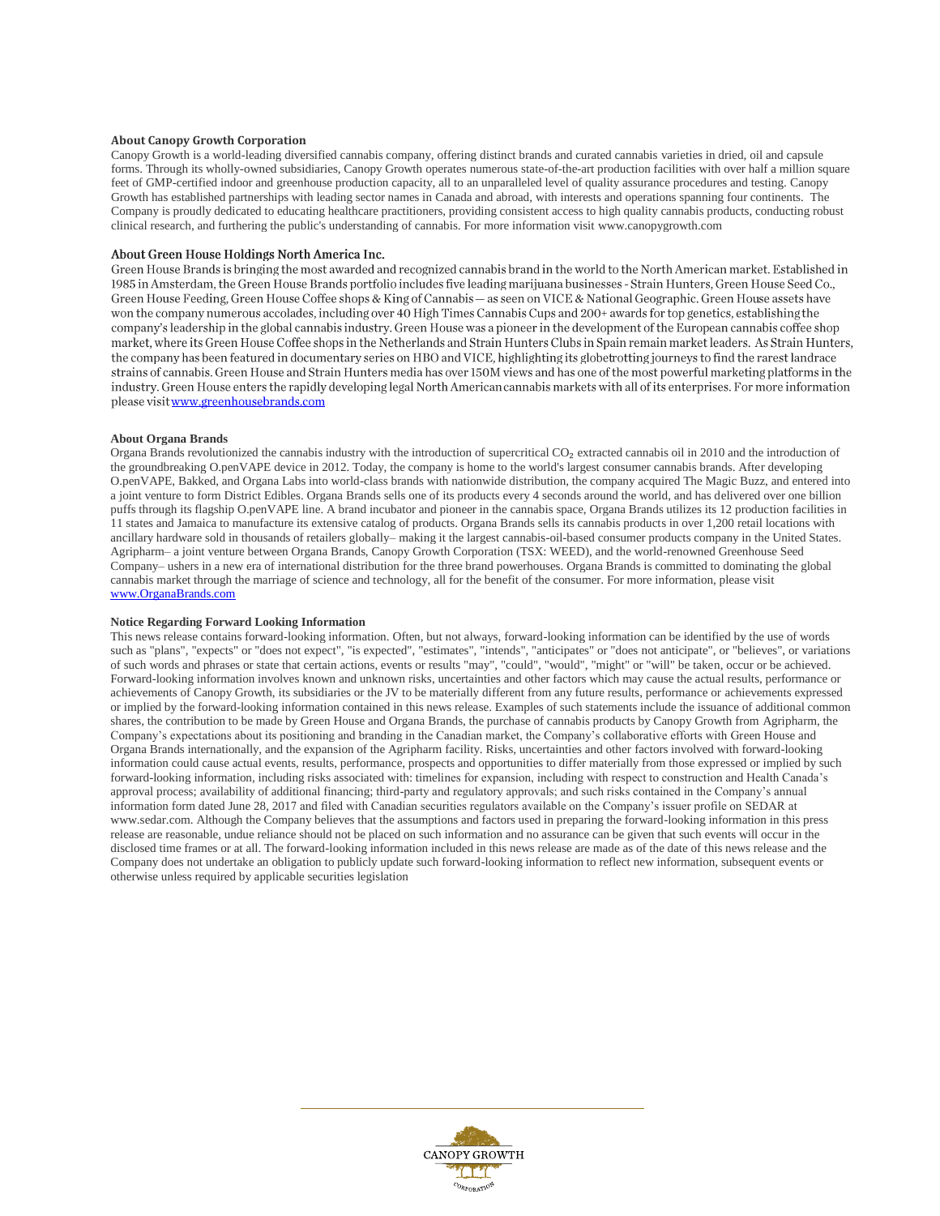### About Canopy Growth Corporation

Canopy Growth is a world-leading diversified cannabis company, offering distinct brands and curated cannabis varieties in dried, oil and capsule forms. Through its wholly-owned subsidiaries, Canopy Growth operates numerous state-of-the-art production facilities with over half a million square feet of GMP-certified indoor and greenhouse production capacity, all to an unparalleled level of quality assurance procedures and testing. Canopy Growth has established partnerships with leading sector names in Canada and abroad, with interests and operations spanning four continents. The Company is proudly dedicated to educating healthcare practitioners, providing consistent access to high quality cannabis products, conducting robust clinical research, and furthering the public's understanding of cannabis. For more information visit www.canopygrowth.com

### About Green House Holdings North America Inc.

Green House Brands is bringing the most awarded and recognized cannabis brand in the world to the North American market. Established in 1985 in Amsterdam, the Green House Brands portfolio includes five leading marijuana businesses - Strain Hunters, Green House Seed Co., Green House Feeding, Green House Coffee shops & King of Cannabis — as seen on VICE & National Geographic. Green House assets have won the company numerous accolades, including over 40 High Times Cannabis Cups and 200+ awards for top genetics, establishing the company's leadership in the global cannabis industry. Green House was a pioneer in the development of the European cannabis coffee shop market, where its Green House Coffee shops in the Netherlands and Strain Hunters Clubs in Spain remain market leaders. As Strain Hunters, the company has been featured in documentary series on HBO and VICE, highlighting its globetrotting journeys to find the rarest landrace strains of cannabis. Green House and Strain Hunters media has over 150M views and has one of the most powerful marketing platforms in the industry. Green House enters the rapidly developing legal North American cannabis markets with all of its enterprises. For more information please visit www.greenhousebrands.com

### About Organa Brands

Organa Brands revolutionized the cannabis industry with the introduction of supercritical $CO_2$ extracted cannabis oil in 2010 and the introduction of the groundbreaking O.penVAPE device in 2012. Today, the company is home to the world's largest consumer cannabis brands. After developing O.penVAPE, Bakked, and Organa Labs into world-class brands with nationwide distribution, the company acquired The Magic Buzz, and entered into a joint venture to form District Edibles. Organa Brands sells one of its products every 4 seconds around the world, and has delivered over one billion puffs through its flagship O.penVAPE line. A brand incubator and pioneer in the cannabis space, Organa Brands utilizes its 12 production facilities in 11 states and Jamaica to manufacture its extensive catalog of products. Organa Brands sells its cannabis products in over 1,200 retail locations with ancillary hardware sold in thousands of retailers globally– making it the largest cannabis-oil-based consumer products company in the United States. Agripharm– a joint venture between Organa Brands, Canopy Growth Corporation (TSX: WEED), and the world-renowned Greenhouse Seed Company– ushers in a new era of international distribution for the three brand powerhouses. Organa Brands is committed to dominating the global cannabis market through the marriage of science and technology, all for the benefit of the consumer. For more information, please visit www.OrganaBrands.com

### Notice Regarding Forward Looking Information

This news release contains forward-looking information. Often, but not always, forward-looking information can be identified by the use of words such as "plans", "expects" or "does not expect", "is expected", "estimates", "intends", "anticipates" or "does not anticipate", or "believes", or variations of such words and phrases or state that certain actions, events or results "may", "could", "would", "might" or "will" be taken, occur or be achieved. Forward-looking information involves known and unknown risks, uncertainties and other factors which may cause the actual results, performance or achievements of Canopy Growth, its subsidiaries or the JV to be materially different from any future results, performance or achievements expressed or implied by the forward-looking information contained in this news release. Examples of such statements include the issuance of additional common shares, the contribution to be made by Green House and Organa Brands, the purchase of cannabis products by Canopy Growth from Agripharm, the Company's expectations about its positioning and branding in the Canadian market, the Company's collaborative efforts with Green House and Organa Brands internationally, and the expansion of the Agripharm facility. Risks, uncertainties and other factors involved with forward-looking information could cause actual events, results, performance, prospects and opportunities to differ materially from those expressed or implied by such forward-looking information, including risks associated with: timelines for expansion, including with respect to construction and Health Canada's approval process; availability of additional financing; third-party and regulatory approvals; and such risks contained in the Company's annual information form dated June 28, 2017 and filed with Canadian securities regulators available on the Company's issuer profile on SEDAR at www.sedar.com. Although the Company believes that the assumptions and factors used in preparing the forward-looking information in this press release are reasonable, undue reliance should not be placed on such information and no assurance can be given that such events will occur in the disclosed time frames or at all. The forward-looking information included in this news release are made as of the date of this news release and the Company does not undertake an obligation to publicly update such forward-looking information to reflect new information, subsequent events or otherwise unless required by applicable securities legislation